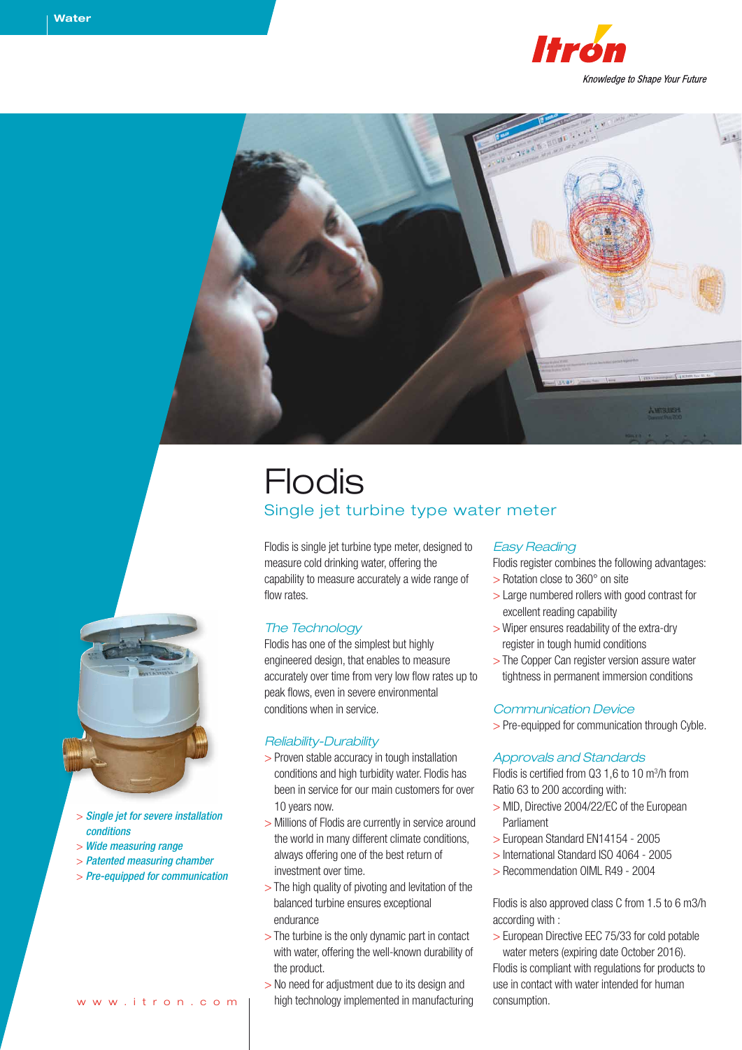# Flodis

## Single jet turbine type water meter

- *Single jet for severe installation conditions*
- *Wide measuring range*
- *Patented measuring chamber*
- *Pre-equipped for communication*

Flodis is single jet turbine type meter, designed to measure cold drinking water, offering the capability to measure accurately a wide range of flow rates.

### The Technology

Flodis has one of the simplest but highly engineered design, that enables to measure accurately over time from very low flow rates up to peak flows, even in severe environmental conditions when in service.

### Reliability-Durability

- Proven stable accuracy in tough installation conditions and high turbidity water. Flodis has been in service for our main customers for over 10 years now.
- Millions of Flodis are currently in service around the world in many different climate conditions, always offering one of the best return of investment over time.
- The high quality of pivoting and levitation of the balanced turbine ensures exceptional endurance
- The turbine is the only dynamic part in contact with water, offering the well-known durability of the product.
- No need for adjustment due to its design and high technology implemented in manufacturing

### Easy Reading

Flodis register combines the following advantages:

- Rotation close to 360° on site
- Large numbered rollers with good contrast for excellent reading capability
- Wiper ensures readability of the extra-dry register in tough humid conditions
- The Copper Can register version assure water tightness in permanent immersion conditions

### Communication Device

- Pre-equipped for communication through Cyble.

### Approvals and Standards

Flodis is certified from Q3 1,6 to 10 $m^3$/h from Ratio 63 to 200 according with:

- MID, Directive 2004/22/EC of the European Parliament
- European Standard EN14154 - 2005
- International Standard ISO 4064 - 2005
- Recommendation OIML R49 - 2004

Flodis is also approved class C from 1.5 to 6 m3/h according with :

- European Directive EEC 75/33 for cold potable water meters (expiring date October 2016).

Flodis is compliant with regulations for products to use in contact with water intended for human consumption.

www.itron.com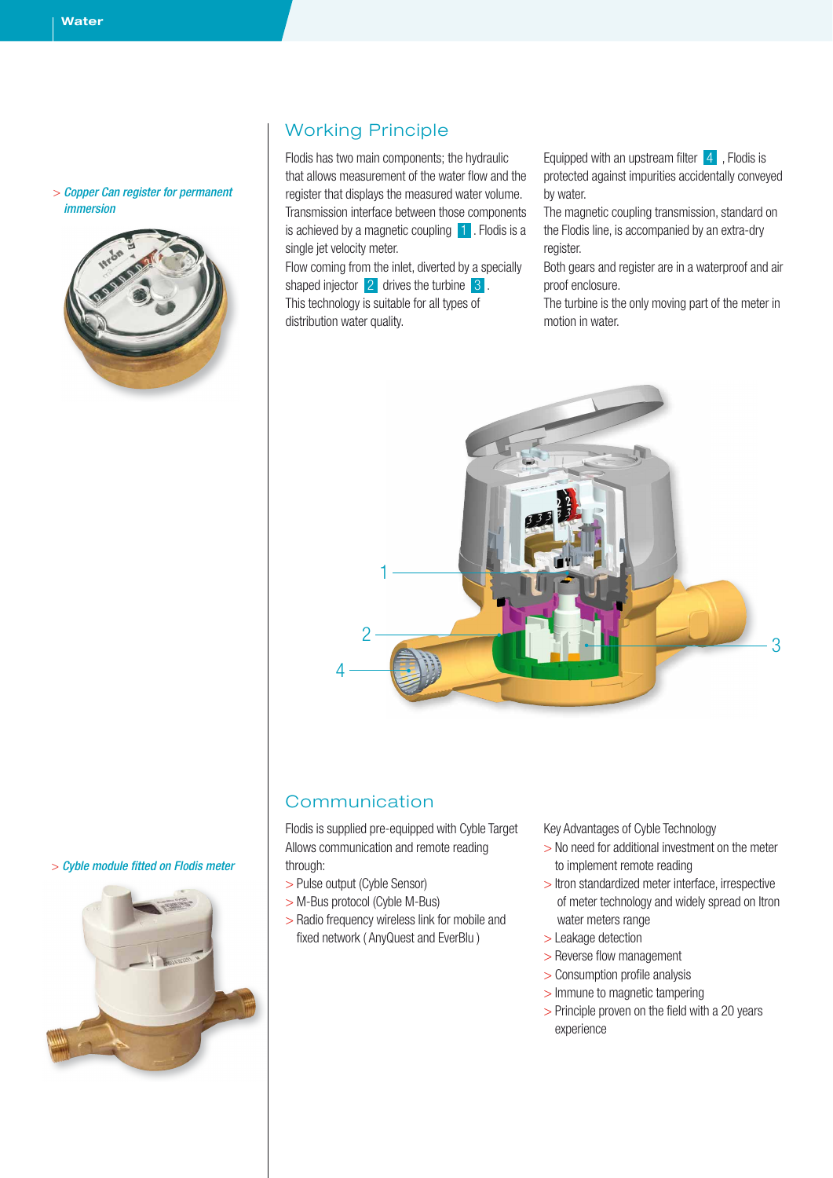> *Copper Can register for permanent immersion*

## Working Principle

Flodis has two main components; the hydraulic that allows measurement of the water flow and the register that displays the measured water volume. Transmission interface between those components is achieved by a magnetic coupling 1. Flodis is a single jet velocity meter.

Flow coming from the inlet, diverted by a specially shaped injector 2 drives the turbine 3.

This technology is suitable for all types of distribution water quality.

Equipped with an upstream filter 4, Flodis is protected against impurities accidentally conveyed by water.

The magnetic coupling transmission, standard on the Flodis line, is accompanied by an extra-dry register.

Both gears and register are in a waterproof and air proof enclosure.

The turbine is the only moving part of the meter in motion in water.

> *Cyble module fitted on Flodis meter*

## Communication

Flodis is supplied pre-equipped with Cyble Target Allows communication and remote reading through:

- Pulse output (Cyble Sensor)
- M-Bus protocol (Cyble M-Bus)
- Radio frequency wireless link for mobile and fixed network ( AnyQuest and EverBlu )

Key Advantages of Cyble Technology

- No need for additional investment on the meter to implement remote reading
- Itron standardized meter interface, irrespective of meter technology and widely spread on Itron water meters range
- Leakage detection
- Reverse flow management
- Consumption profile analysis
- Immune to magnetic tampering
- Principle proven on the field with a 20 years experience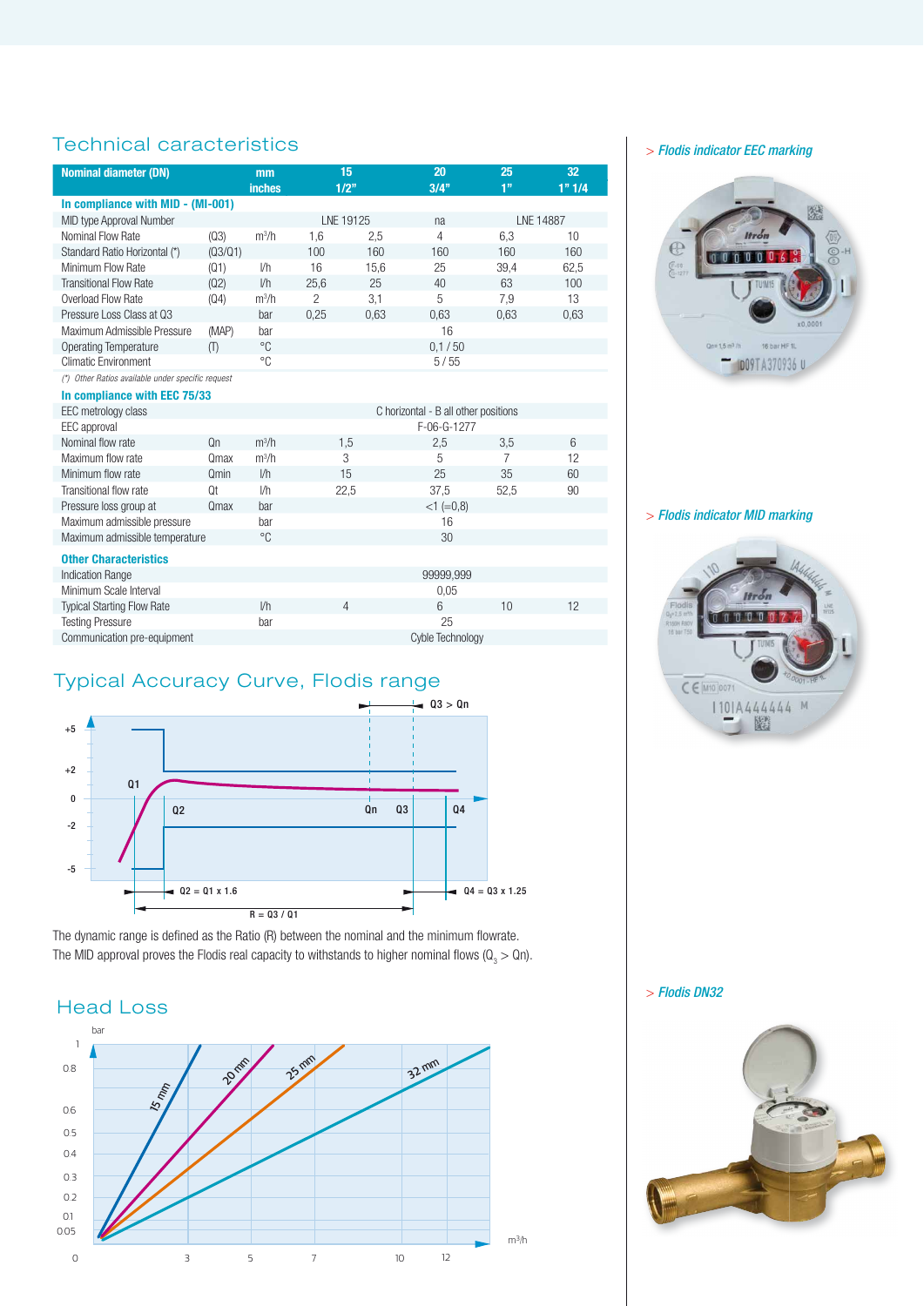## Technical caracteristics

| Nominal diameter (DN) | | mm / inches | 15 1/2" | | 20 3/4" | 25 1" | 32 1" 1/4 |
|---|---|---|---|---|---|---|---|
| **In compliance with MID - (MI-001)** | | | | | | | |
| MID type Approval Number | | | LNE 19125 | | na | LNE 14887 | |
| Nominal Flow Rate | (Q3) | m³/h | 1,6 | 2,5 | 4 | 6,3 | 10 |
| Standard Ratio Horizontal (*) | (Q3/Q1) | | 100 | 160 | 160 | 160 | 160 |
| Minimum Flow Rate | (Q1) | l/h | 16 | 15,6 | 25 | 39,4 | 62,5 |
| Transitional Flow Rate | (Q2) | l/h | 25,6 | 25 | 40 | 63 | 100 |
| Overload Flow Rate | (Q4) | m³/h | 2 | 3,1 | 5 | 7,9 | 13 |
| Pressure Loss Class at Q3 | | bar | 0,25 | 0,63 | 0,63 | 0,63 | 0,63 |
| Maximum Admissible Pressure | (MAP) | bar | | | 16 | | |
| Operating Temperature | (T) | °C | | | 0,1 / 50 | | |
| Climatic Environment | | °C | | | 5 / 55 | | |

*(\*) Other Ratios available under specific request*

| Nominal diameter (DN) | | | 15 | 20 | 25 | 32 |
|---|---|---|---|---|---|---|
| **In compliance with EEC 75/33** | | | | | | |
| EEC metrology class | | | | C horizontal - B all other positions | | |
| EEC approval | | | | F-06-G-1277 | | |
| Nominal flow rate | Qn | m³/h | 1,5 | 2,5 | 3,5 | 6 |
| Maximum flow rate | Qmax | m³/h | 3 | 5 | 7 | 12 |
| Minimum flow rate | Qmin | l/h | 15 | 25 | 35 | 60 |
| Transitional flow rate | Qt | l/h | 22,5 | 37,5 | 52,5 | 90 |
| Pressure loss group at | Qmax | bar | | <1 (=0,8) | | |
| Maximum admissible pressure | | bar | | 16 | | |
| Maximum admissible temperature | | °C | | 30 | | |
| **Other Characteristics** | | | | | | |
| Indication Range | | | | 99999,999 | | |
| Minimum Scale Interval | | | | 0,05 | | |
| Typical Starting Flow Rate | | l/h | 4 | 6 | 10 | 12 |
| Testing Pressure | | bar | | 25 | | |
| Communication pre-equipment | | | | Cyble Technology | | |

## Typical Accuracy Curve, Flodis range

Q3 > Qn

Q1, Q2, Qn, Q3, Q4

Q2 = Q1 x 1.6

Q4 = Q3 x 1.25

R = Q3 / Q1

The dynamic range is defined as the Ratio (R) between the nominal and the minimum flowrate.
The MID approval proves the Flodis real capacity to withstands to higher nominal flows ($Q_3$ > Qn).

## Head Loss

bar — 15 mm, 20 mm, 25 mm, 32 mm — m³/h

> Flodis indicator EEC marking

> Flodis indicator MID marking

> Flodis DN32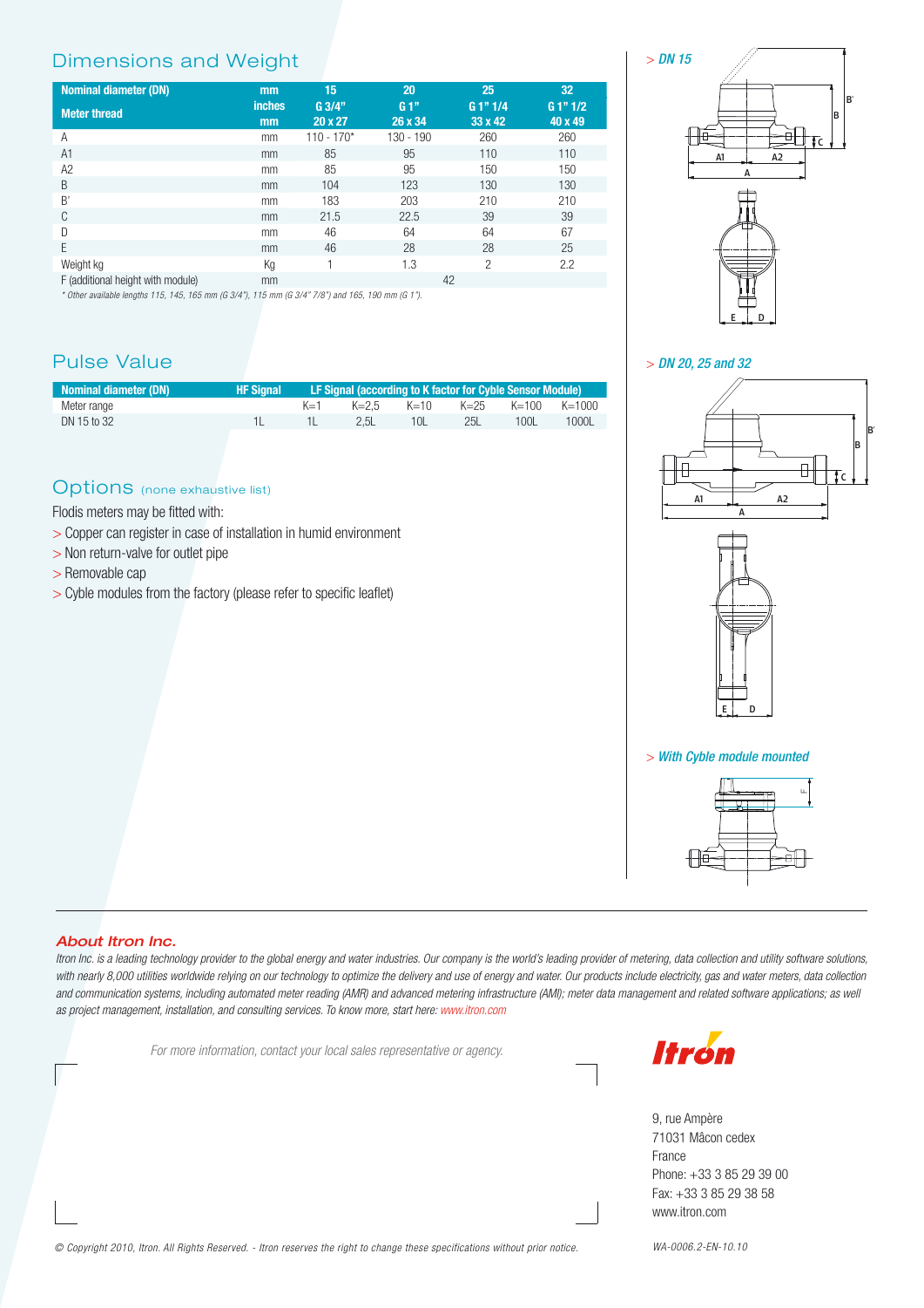## Dimensions and Weight

| Nominal diameter (DN) | mm | 15 | 20 | 25 | 32 |
|---|---|---|---|---|---|
| Meter thread | inches | G 3/4" | G 1" | G 1" 1/4 | G 1" 1/2 |
| | mm | 20 x 27 | 26 x 34 | 33 x 42 | 40 x 49 |
| A | mm | 110 - 170* | 130 - 190 | 260 | 260 |
| A1 | mm | 85 | 95 | 110 | 110 |
| A2 | mm | 85 | 95 | 150 | 150 |
| B | mm | 104 | 123 | 130 | 130 |
| B' | mm | 183 | 203 | 210 | 210 |
| C | mm | 21.5 | 22.5 | 39 | 39 |
| D | mm | 46 | 64 | 64 | 67 |
| E | mm | 46 | 28 | 28 | 25 |
| Weight kg | Kg | 1 | 1.3 | 2 | 2.2 |
| F (additional height with module) | mm | 42 | | | |

*\* Other available lengths 115, 145, 165 mm (G 3/4"), 115 mm (G 3/4" 7/8") and 165, 190 mm (G 1").*

> DN 15

A1 A2 A B B' C E D

> DN 20, 25 and 32

A1 A2 A B B' C E D

> With Cyble module mounted

F

## Pulse Value

| Nominal diameter (DN) | HF Signal | LF Signal (according to K factor for Cyble Sensor Module) | | | | | |
|---|---|---|---|---|---|---|---|
| Meter range | | K=1 | K=2,5 | K=10 | K=25 | K=100 | K=1000 |
| DN 15 to 32 | 1L | 1L | 2,5L | 10L | 25L | 100L | 1000L |

## Options (none exhaustive list)

Flodis meters may be fitted with:

> Copper can register in case of installation in humid environment
> Non return-valve for outlet pipe
> Removable cap
> Cyble modules from the factory (please refer to specific leaflet)

### *About Itron Inc.*

*Itron Inc. is a leading technology provider to the global energy and water industries. Our company is the world's leading provider of metering, data collection and utility software solutions, with nearly 8,000 utilities worldwide relying on our technology to optimize the delivery and use of energy and water. Our products include electricity, gas and water meters, data collection and communication systems, including automated meter reading (AMR) and advanced metering infrastructure (AMI); meter data management and related software applications; as well as project management, installation, and consulting services. To know more, start here: www.itron.com*

*For more information, contact your local sales representative or agency.*

Itron

9, rue Ampère
71031 Mâcon cedex
France
Phone: +33 3 85 29 39 00
Fax: +33 3 85 29 38 58
www.itron.com

*© Copyright 2010, Itron. All Rights Reserved. - Itron reserves the right to change these specifications without prior notice.*

*WA-0006.2-EN-10.10*